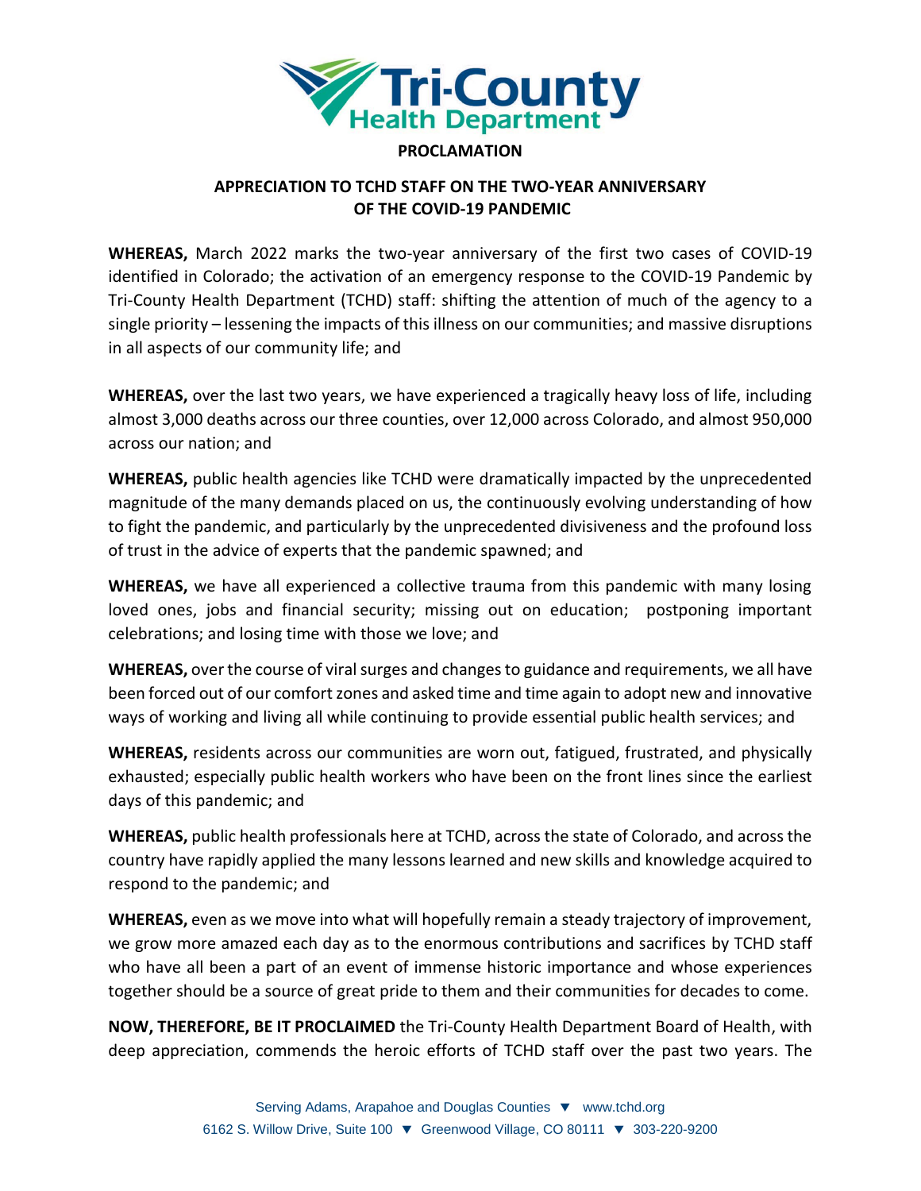Tri-County Health Department

# PROCLAMATION

## APPRECIATION TO TCHD STAFF ON THE TWO-YEAR ANNIVERSARY OF THE COVID-19 PANDEMIC

**WHEREAS,** March 2022 marks the two-year anniversary of the first two cases of COVID-19 identified in Colorado; the activation of an emergency response to the COVID-19 Pandemic by Tri-County Health Department (TCHD) staff: shifting the attention of much of the agency to a single priority – lessening the impacts of this illness on our communities; and massive disruptions in all aspects of our community life; and

**WHEREAS,** over the last two years, we have experienced a tragically heavy loss of life, including almost 3,000 deaths across our three counties, over 12,000 across Colorado, and almost 950,000 across our nation; and

**WHEREAS,** public health agencies like TCHD were dramatically impacted by the unprecedented magnitude of the many demands placed on us, the continuously evolving understanding of how to fight the pandemic, and particularly by the unprecedented divisiveness and the profound loss of trust in the advice of experts that the pandemic spawned; and

**WHEREAS,** we have all experienced a collective trauma from this pandemic with many losing loved ones, jobs and financial security; missing out on education; postponing important celebrations; and losing time with those we love; and

**WHEREAS,** over the course of viral surges and changes to guidance and requirements, we all have been forced out of our comfort zones and asked time and time again to adopt new and innovative ways of working and living all while continuing to provide essential public health services; and

**WHEREAS,** residents across our communities are worn out, fatigued, frustrated, and physically exhausted; especially public health workers who have been on the front lines since the earliest days of this pandemic; and

**WHEREAS,** public health professionals here at TCHD, across the state of Colorado, and across the country have rapidly applied the many lessons learned and new skills and knowledge acquired to respond to the pandemic; and

**WHEREAS,** even as we move into what will hopefully remain a steady trajectory of improvement, we grow more amazed each day as to the enormous contributions and sacrifices by TCHD staff who have all been a part of an event of immense historic importance and whose experiences together should be a source of great pride to them and their communities for decades to come.

**NOW, THEREFORE, BE IT PROCLAIMED** the Tri-County Health Department Board of Health, with deep appreciation, commends the heroic efforts of TCHD staff over the past two years. The

Serving Adams, Arapahoe and Douglas Counties ▼ www.tchd.org
6162 S. Willow Drive, Suite 100 ▼ Greenwood Village, CO 80111 ▼ 303-220-9200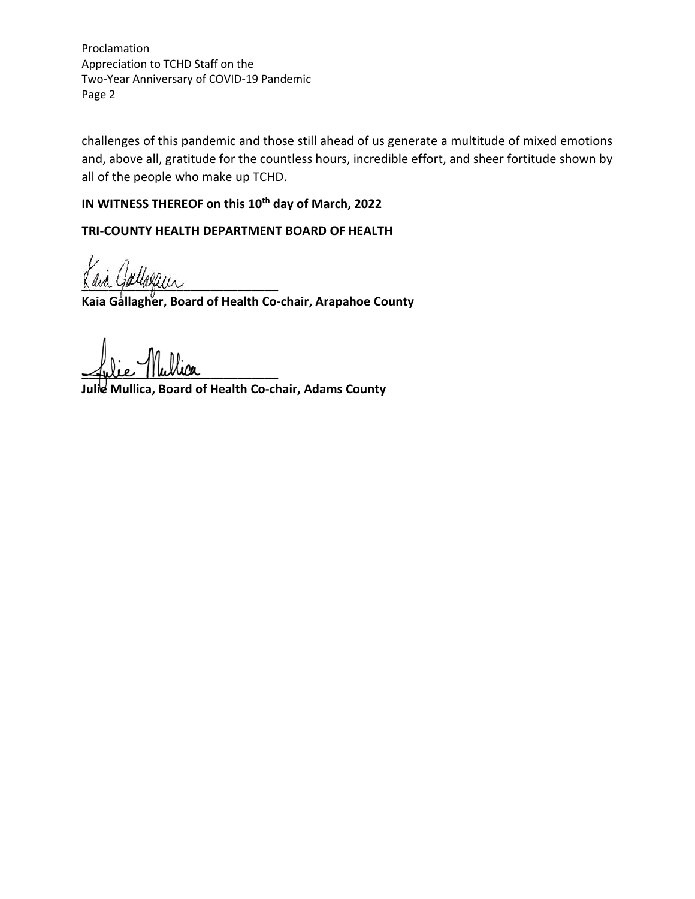challenges of this pandemic and those still ahead of us generate a multitude of mixed emotions and, above all, gratitude for the countless hours, incredible effort, and sheer fortitude shown by all of the people who make up TCHD.

**IN WITNESS THEREOF on this 10th day of March, 2022**

**TRI-COUNTY HEALTH DEPARTMENT BOARD OF HEALTH**

Kaia Gallagher

**Kaia Gallagher, Board of Health Co-chair, Arapahoe County**

Julie Mullica

**Julie Mullica, Board of Health Co-chair, Adams County**